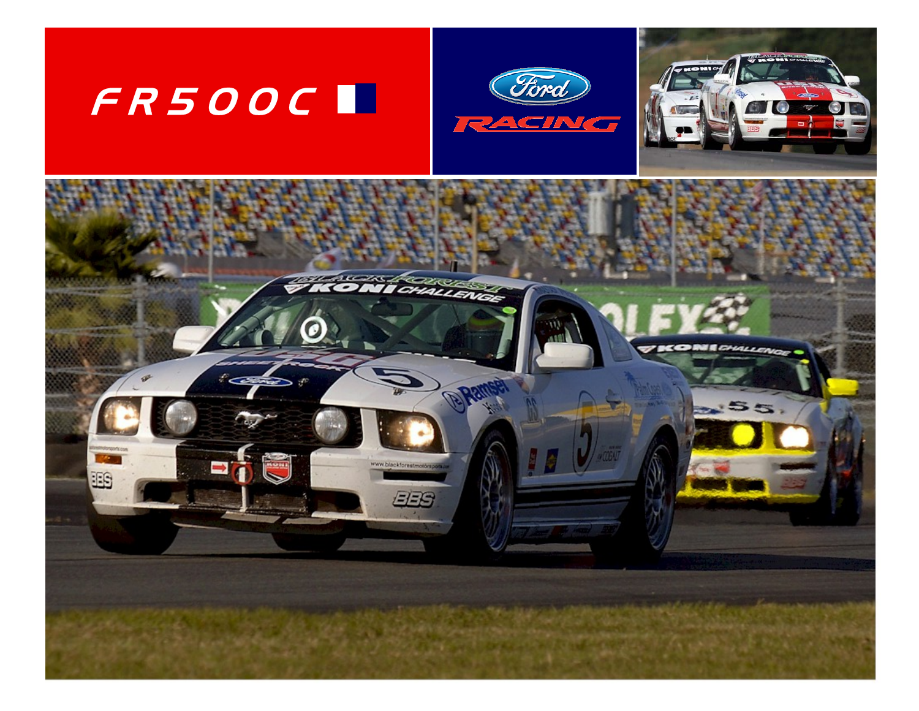# FR500C

Ford

RACING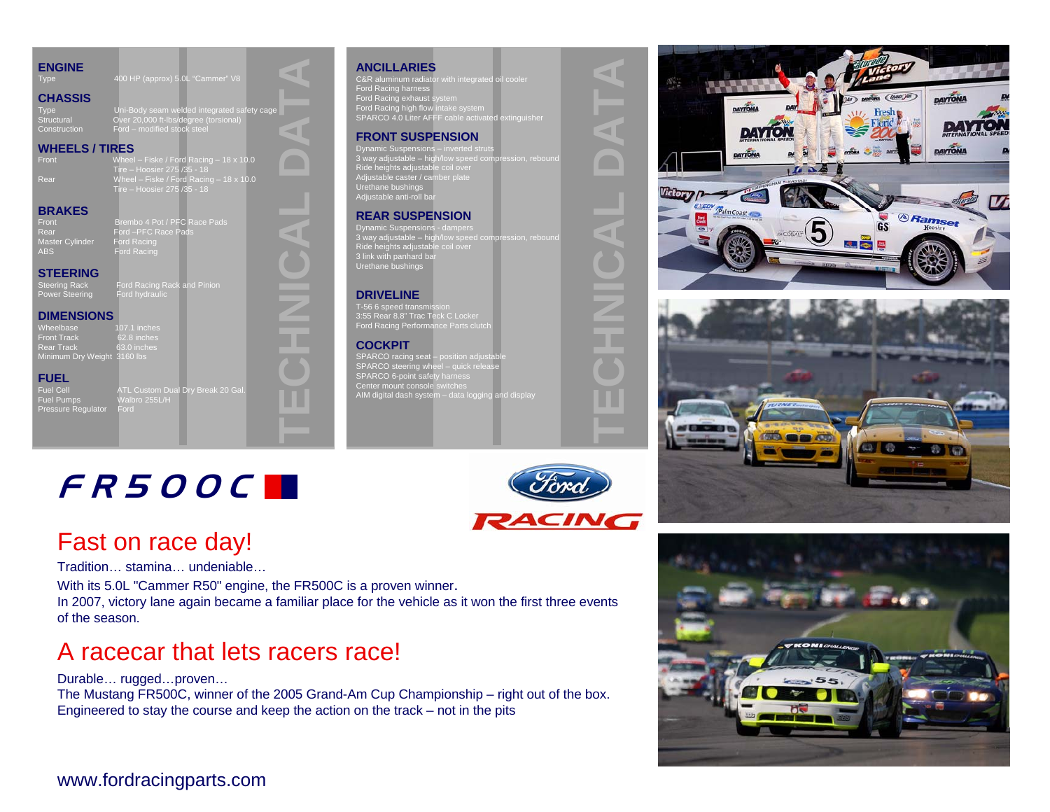## ENGINE

| | |
|---|---|
| Type | 400 HP (approx) 5.0L "Cammer" V8 |

## CHASSIS

| | |
|---|---|
| Type | Uni-Body seam welded integrated safety cage |
| Structural | Over 20,000 ft-lbs/degree (torsional) |
| Construction | Ford – modified stock steel |

## WHEELS / TIRES

| | |
|---|---|
| Front | Wheel – Fiske / Ford Racing – 18 x 10.0 |
| | Tire – Hoosier 275 /35 - 18 |
| Rear | Wheel – Fiske / Ford Racing – 18 x 10.0 |
| | Tire – Hoosier 275 /35 - 18 |

## BRAKES

| | |
|---|---|
| Front | Brembo 4 Pot / PFC Race Pads |
| Rear | Ford –PFC Race Pads |
| Master Cylinder | Ford Racing |
| ABS | Ford Racing |

## STEERING

| | |
|---|---|
| Steering Rack | Ford Racing Rack and Pinion |
| Power Steering | Ford hydraulic |

## DIMENSIONS

| | |
|---|---|
| Wheelbase | 107.1 inches |
| Front Track | 62.8 inches |
| Rear Track | 63.0 inches |
| Minimum Dry Weight | 3160 lbs |

## FUEL

| | |
|---|---|
| Fuel Cell | ATL Custom Dual Dry Break 20 Gal. |
| Fuel Pumps | Walbro 255L/H |
| Pressure Regulator | Ford |

TECHNICAL DATA

## ANCILLARIES

- C&R aluminum radiator with integrated oil cooler
- Ford Racing harness
- Ford Racing exhaust system
- Ford Racing high flow intake system
- SPARCO 4.0 Liter AFFF cable activated extinguisher

## FRONT SUSPENSION

- Dynamic Suspensions – inverted struts
- 3 way adjustable – high/low speed compression, rebound
- Ride heights adjustable coil over
- Adjustable caster / camber plate
- Urethane bushings
- Adjustable anti-roll bar

## REAR SUSPENSION

- Dynamic Suspensions - dampers
- 3 way adjustable – high/low speed compression, rebound
- Ride heights adjustable coil over
- 3 link with panhard bar
- Urethane bushings

## DRIVELINE

- T-56 6 speed transmission
- 3:55 Rear 8.8" Trac Teck C Locker
- Ford Racing Performance Parts clutch

## COCKPIT

- SPARCO racing seat – position adjustable
- SPARCO steering wheel – quick release
- SPARCO 6-point safety harness
- Center mount console switches
- AIM digital dash system – data logging and display

TECHNICAL DATA

# FR500C

Ford RACING

## Fast on race day!

Tradition… stamina… undeniable…

With its 5.0L "Cammer R50" engine, the FR500C is a proven winner.
In 2007, victory lane again became a familiar place for the vehicle as it won the first three events of the season.

## A racecar that lets racers race!

Durable… rugged…proven…
The Mustang FR500C, winner of the 2005 Grand-Am Cup Championship – right out of the box.
Engineered to stay the course and keep the action on the track – not in the pits

www.fordracingparts.com